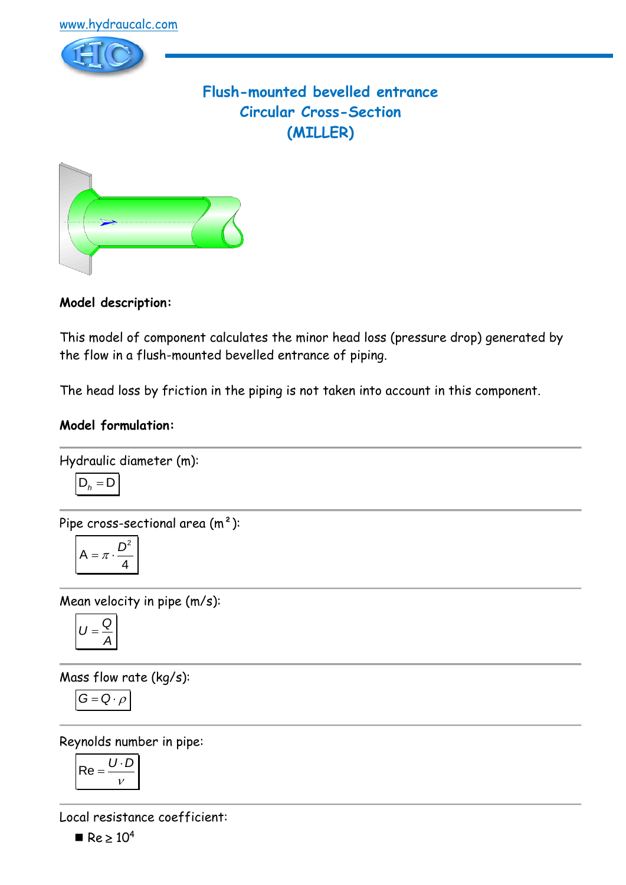www.hydraucalc.com

# Flush-mounted bevelled entrance
# Circular Cross-Section
# (MILLER)

**Model description:**

This model of component calculates the minor head loss (pressure drop) generated by the flow in a flush-mounted bevelled entrance of piping.

The head loss by friction in the piping is not taken into account in this component.

**Model formulation:**

---

Hydraulic diameter (m):

$$D_h = D$$

---

Pipe cross-sectional area (m²):

$$A = \pi \cdot \frac{D^2}{4}$$

---

Mean velocity in pipe (m/s):

$$U = \frac{Q}{A}$$

---

Mass flow rate (kg/s):

$$G = Q \cdot \rho$$

---

Reynolds number in pipe:

$$\mathrm{Re} = \frac{U \cdot D}{\nu}$$

---

Local resistance coefficient:

- $\mathrm{Re} \geq 10^4$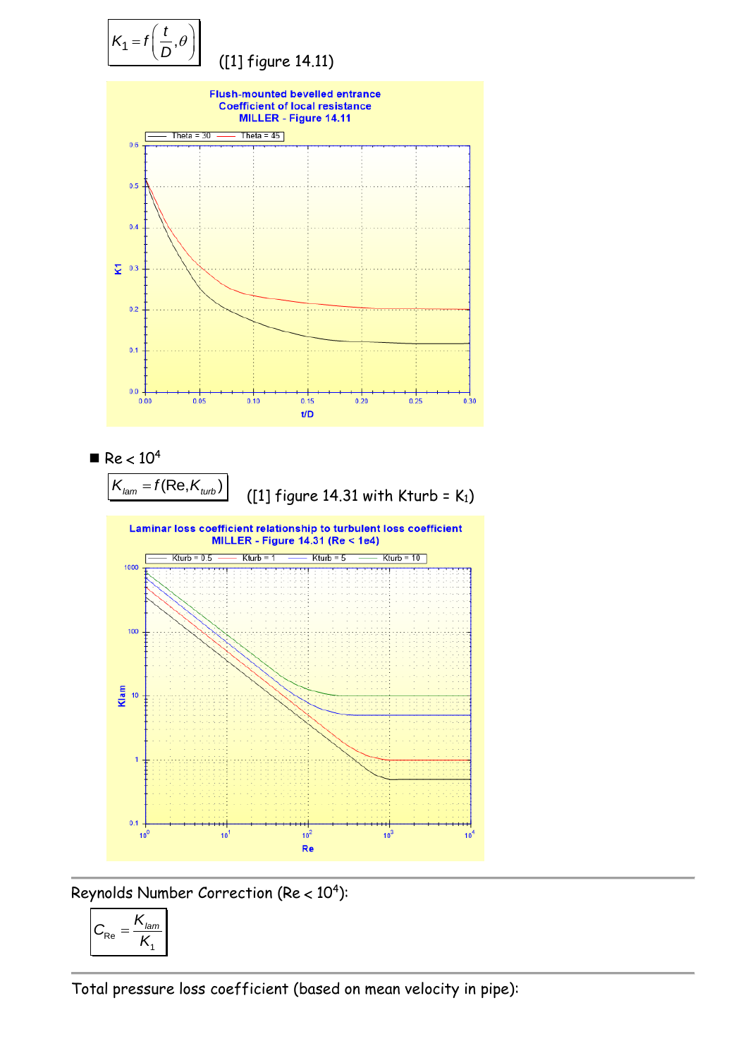$$K_1 = f\left(\frac{t}{D}, \theta\right)$$

([1] figure 14.11)

**Flush-mounted bevelled entrance**
**Coefficient of local resistance**
**MILLER - Figure 14.11**

- Re < $10^4$

$$K_{lam} = f(\text{Re}, K_{turb})$$

([1] figure 14.31 with Kturb = $K_1$)

**Laminar loss coefficient relationship to turbulent loss coefficient**
**MILLER - Figure 14.31 (Re < 1e4)**

---

Reynolds Number Correction (Re < $10^4$):

$$C_{Re} = \frac{K_{lam}}{K_1}$$

---

Total pressure loss coefficient (based on mean velocity in pipe):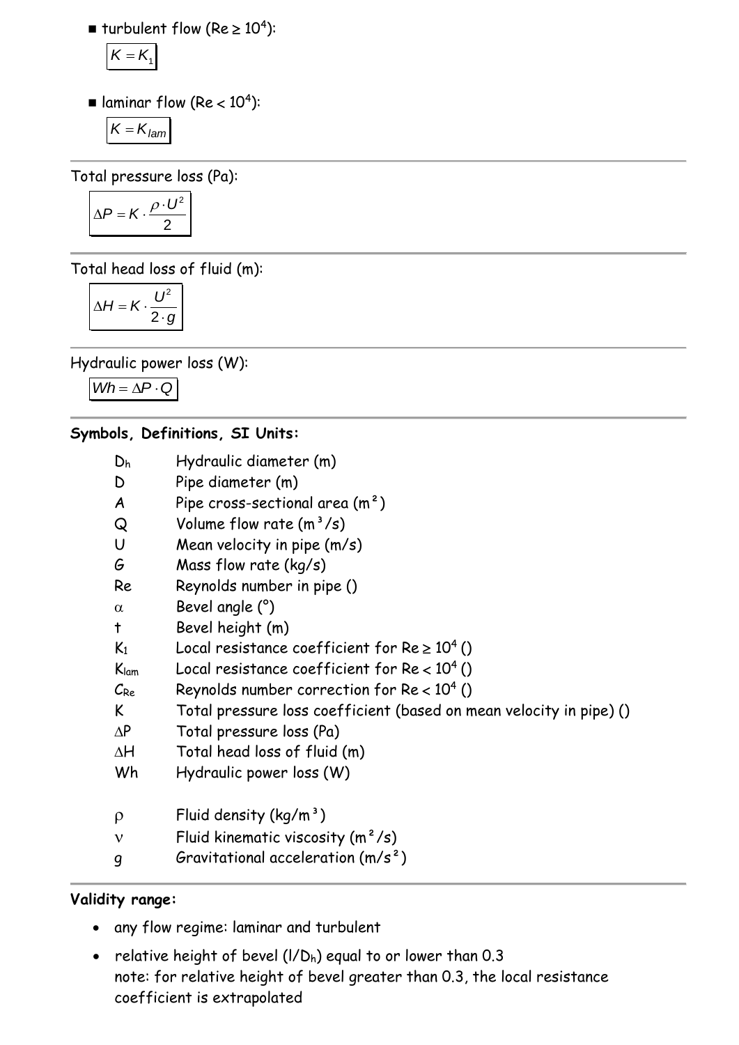- turbulent flow ($Re \geq 10^4$):

$$K = K_1$$

- laminar flow ($Re < 10^4$):

$$K = K_{lam}$$

---

Total pressure loss (Pa):

$$\Delta P = K \cdot \frac{\rho \cdot U^2}{2}$$

---

Total head loss of fluid (m):

$$\Delta H = K \cdot \frac{U^2}{2 \cdot g}$$

---

Hydraulic power loss (W):

$$Wh = \Delta P \cdot Q$$

---

**Symbols, Definitions, SI Units:**

| | |
|---|---|
| $D_h$ | Hydraulic diameter (m) |
| $D$ | Pipe diameter (m) |
| $A$ | Pipe cross-sectional area (m²) |
| $Q$ | Volume flow rate (m³/s) |
| $U$ | Mean velocity in pipe (m/s) |
| $G$ | Mass flow rate (kg/s) |
| $Re$ | Reynolds number in pipe () |
| $\alpha$ | Bevel angle (°) |
| $t$ | Bevel height (m) |
| $K_1$ | Local resistance coefficient for $Re \geq 10^4$ () |
| $K_{lam}$ | Local resistance coefficient for $Re < 10^4$ () |
| $C_{Re}$ | Reynolds number correction for $Re < 10^4$ () |
| $K$ | Total pressure loss coefficient (based on mean velocity in pipe) () |
| $\Delta P$ | Total pressure loss (Pa) |
| $\Delta H$ | Total head loss of fluid (m) |
| $Wh$ | Hydraulic power loss (W) |
| $\rho$ | Fluid density (kg/m³) |
| $\nu$ | Fluid kinematic viscosity (m²/s) |
| $g$ | Gravitational acceleration (m/s²) |

---

**Validity range:**

- any flow regime: laminar and turbulent
- relative height of bevel ($l/D_h$) equal to or lower than 0.3
  note: for relative height of bevel greater than 0.3, the local resistance coefficient is extrapolated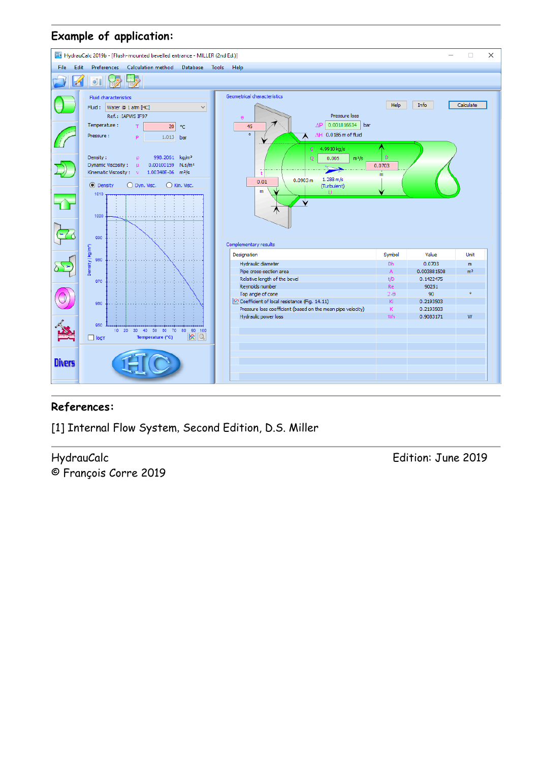## Example of application:

HydrauCalc 2019b - [Flush-mounted bevelled entrance - MILLER (2nd Ed.)]

File Edit Preferences Calculation method Database Tools Help

Fluid characteristics

Fluid : Water @ 1 atm [HC]

Ref.: IAPWS IF97

Temperature : T 20 °C

Pressure : P 1.013 bar

Density : ρ 998.2061 kg/m³

Dynamic Viscosity : μ 0.00100159 N.s/m²

Kinematic Viscosity : ν 1.00340E-06 m²/s

Density Dyn. Visc. Kin. Visc.

Density (kg/m³)

1010

1000

990

980

970

960

950

10 20 30 40 50 60 70 80 90 100

Temperature (°C)

logY

Divers

Geometrical characteristics

Help Info Calculate

θ 45 °

Pressure loss

ΔP 0.001816634 bar

ΔH 0.0185 m of fluid

G 4.9910 kg/s

Q 0.005 m³/s

D 0.0703 m

t 0.01 m

0.0903 m

1.288 m/s (Turbulent)

U

Complementary results

| Designation | Symbol | Value | Unit |
|---|---|---|---|
| Hydraulic diameter | Dh | 0.0703 | m |
| Pipe cross-section area | A | 0.003881508 | m² |
| Relative length of the bevel | t/D | 0.1422475 | |
| Reynolds number | Re | 90251 | |
| Top angle of cone | 2.θ | 90 | ° |
| Coefficient of local resistance (Fig. 14.11) | Ki | 0.2193503 | |
| Pressure loss coefficient (based on the mean pipe velocity) | K | 0.2193503 | |
| Hydraulic power loss | Wh | 0.9083171 | W |

## References:

[1] Internal Flow System, Second Edition, D.S. Miller